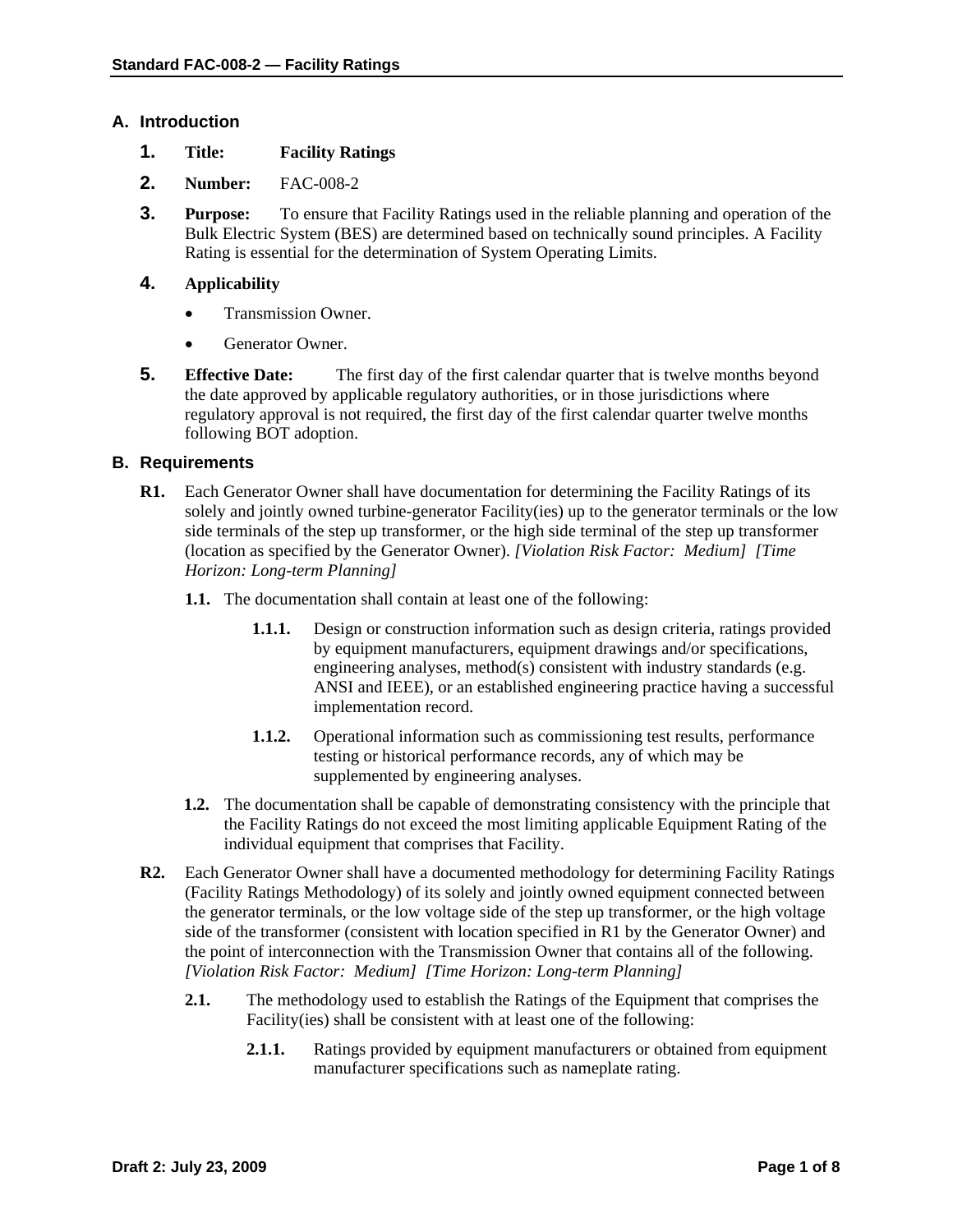## A. Introduction

1. **Title:** **Facility Ratings**

2. **Number:** FAC-008-2

3. **Purpose:** To ensure that Facility Ratings used in the reliable planning and operation of the Bulk Electric System (BES) are determined based on technically sound principles. A Facility Rating is essential for the determination of System Operating Limits.

4. **Applicability**
   - Transmission Owner.
   - Generator Owner.

5. **Effective Date:** The first day of the first calendar quarter that is twelve months beyond the date approved by applicable regulatory authorities, or in those jurisdictions where regulatory approval is not required, the first day of the first calendar quarter twelve months following BOT adoption.

## B. Requirements

**R1.** Each Generator Owner shall have documentation for determining the Facility Ratings of its solely and jointly owned turbine-generator Facility(ies) up to the generator terminals or the low side terminals of the step up transformer, or the high side terminal of the step up transformer (location as specified by the Generator Owner). *[Violation Risk Factor: Medium] [Time Horizon: Long-term Planning]*

**1.1.** The documentation shall contain at least one of the following:

**1.1.1.** Design or construction information such as design criteria, ratings provided by equipment manufacturers, equipment drawings and/or specifications, engineering analyses, method(s) consistent with industry standards (e.g. ANSI and IEEE), or an established engineering practice having a successful implementation record.

**1.1.2.** Operational information such as commissioning test results, performance testing or historical performance records, any of which may be supplemented by engineering analyses.

**1.2.** The documentation shall be capable of demonstrating consistency with the principle that the Facility Ratings do not exceed the most limiting applicable Equipment Rating of the individual equipment that comprises that Facility.

**R2.** Each Generator Owner shall have a documented methodology for determining Facility Ratings (Facility Ratings Methodology) of its solely and jointly owned equipment connected between the generator terminals, or the low voltage side of the step up transformer, or the high voltage side of the transformer (consistent with location specified in R1 by the Generator Owner) and the point of interconnection with the Transmission Owner that contains all of the following. *[Violation Risk Factor: Medium] [Time Horizon: Long-term Planning]*

**2.1.** The methodology used to establish the Ratings of the Equipment that comprises the Facility(ies) shall be consistent with at least one of the following:

**2.1.1.** Ratings provided by equipment manufacturers or obtained from equipment manufacturer specifications such as nameplate rating.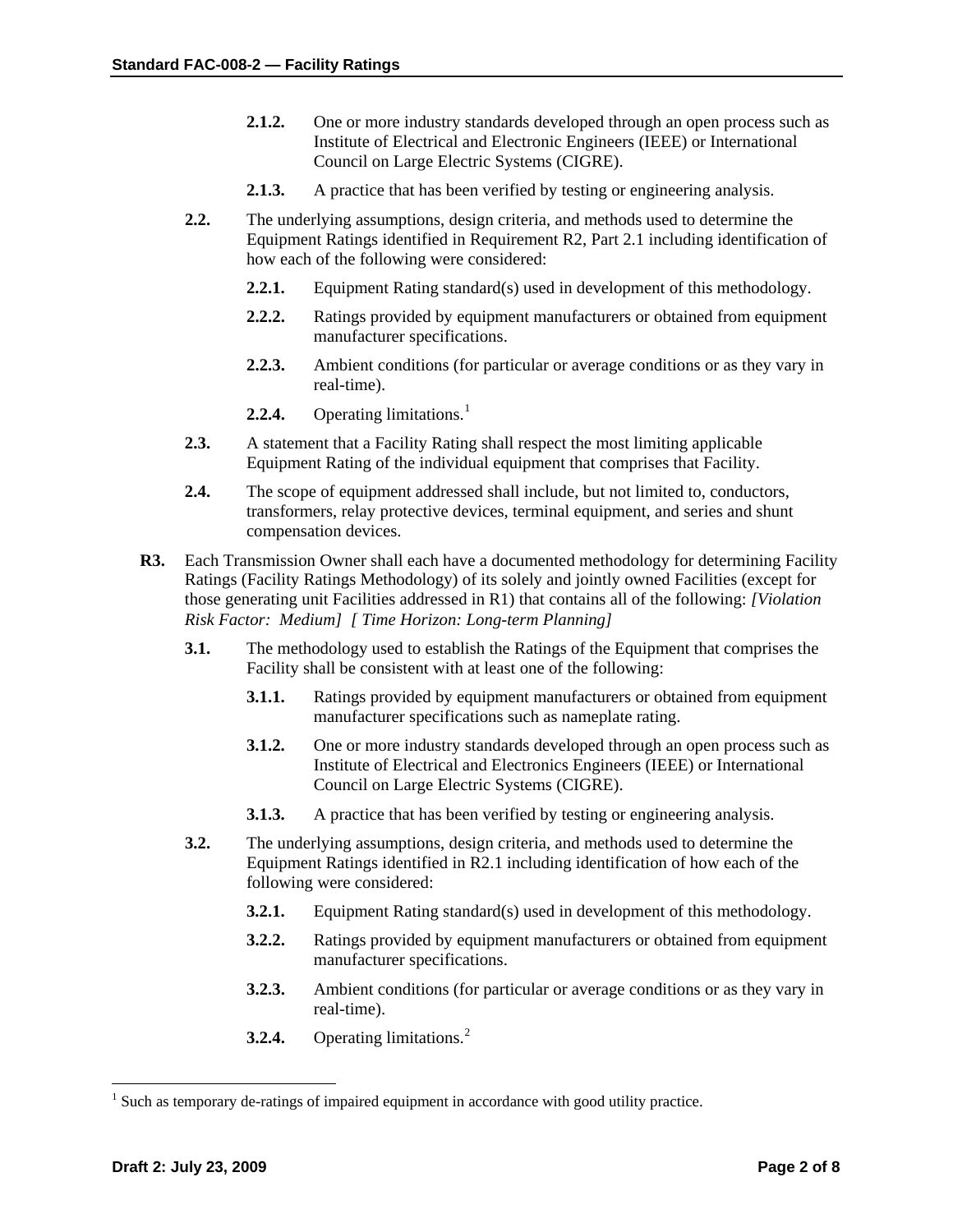**2.1.2.** One or more industry standards developed through an open process such as Institute of Electrical and Electronic Engineers (IEEE) or International Council on Large Electric Systems (CIGRE).

**2.1.3.** A practice that has been verified by testing or engineering analysis.

**2.2.** The underlying assumptions, design criteria, and methods used to determine the Equipment Ratings identified in Requirement R2, Part 2.1 including identification of how each of the following were considered:

**2.2.1.** Equipment Rating standard(s) used in development of this methodology.

**2.2.2.** Ratings provided by equipment manufacturers or obtained from equipment manufacturer specifications.

**2.2.3.** Ambient conditions (for particular or average conditions or as they vary in real-time).

**2.2.4.** Operating limitations.[1]

**2.3.** A statement that a Facility Rating shall respect the most limiting applicable Equipment Rating of the individual equipment that comprises that Facility.

**2.4.** The scope of equipment addressed shall include, but not limited to, conductors, transformers, relay protective devices, terminal equipment, and series and shunt compensation devices.

**R3.** Each Transmission Owner shall each have a documented methodology for determining Facility Ratings (Facility Ratings Methodology) of its solely and jointly owned Facilities (except for those generating unit Facilities addressed in R1) that contains all of the following: *[Violation Risk Factor: Medium] [ Time Horizon: Long-term Planning]*

**3.1.** The methodology used to establish the Ratings of the Equipment that comprises the Facility shall be consistent with at least one of the following:

**3.1.1.** Ratings provided by equipment manufacturers or obtained from equipment manufacturer specifications such as nameplate rating.

**3.1.2.** One or more industry standards developed through an open process such as Institute of Electrical and Electronics Engineers (IEEE) or International Council on Large Electric Systems (CIGRE).

**3.1.3.** A practice that has been verified by testing or engineering analysis.

**3.2.** The underlying assumptions, design criteria, and methods used to determine the Equipment Ratings identified in R2.1 including identification of how each of the following were considered:

**3.2.1.** Equipment Rating standard(s) used in development of this methodology.

**3.2.2.** Ratings provided by equipment manufacturers or obtained from equipment manufacturer specifications.

**3.2.3.** Ambient conditions (for particular or average conditions or as they vary in real-time).

**3.2.4.** Operating limitations.[2]

---

[1] Such as temporary de-ratings of impaired equipment in accordance with good utility practice.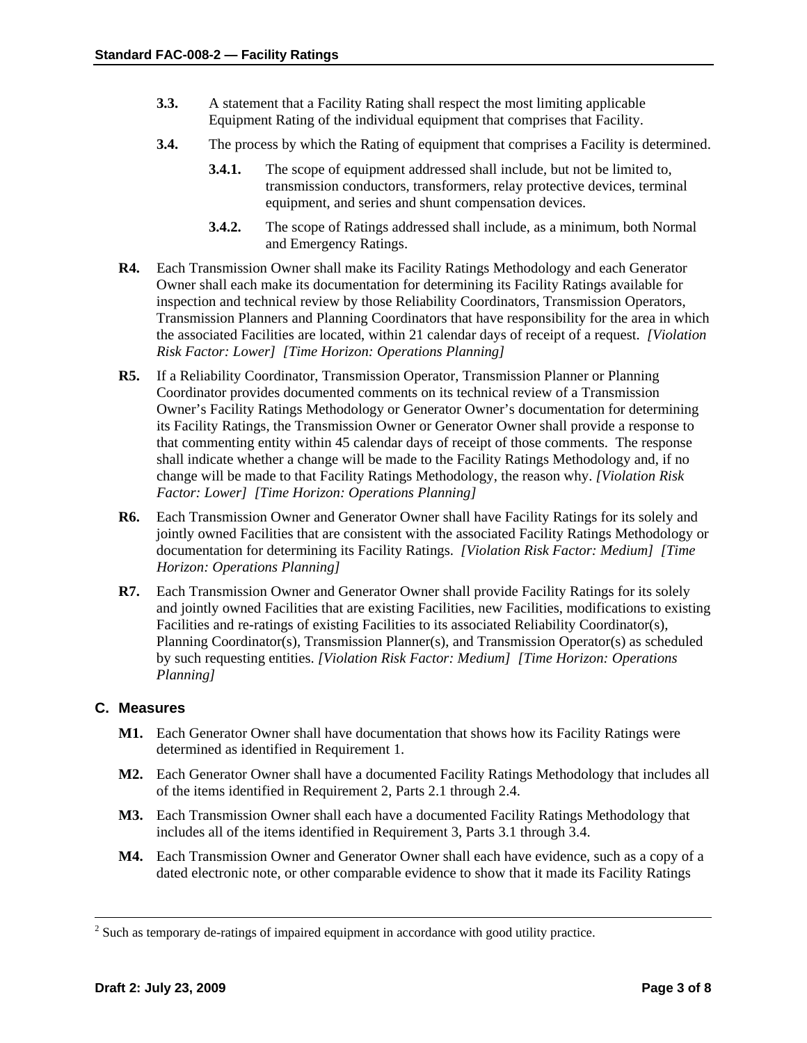**3.3.** A statement that a Facility Rating shall respect the most limiting applicable Equipment Rating of the individual equipment that comprises that Facility.

**3.4.** The process by which the Rating of equipment that comprises a Facility is determined.

**3.4.1.** The scope of equipment addressed shall include, but not be limited to, transmission conductors, transformers, relay protective devices, terminal equipment, and series and shunt compensation devices.

**3.4.2.** The scope of Ratings addressed shall include, as a minimum, both Normal and Emergency Ratings.

**R4.** Each Transmission Owner shall make its Facility Ratings Methodology and each Generator Owner shall each make its documentation for determining its Facility Ratings available for inspection and technical review by those Reliability Coordinators, Transmission Operators, Transmission Planners and Planning Coordinators that have responsibility for the area in which the associated Facilities are located, within 21 calendar days of receipt of a request. *[Violation Risk Factor: Lower] [Time Horizon: Operations Planning]*

**R5.** If a Reliability Coordinator, Transmission Operator, Transmission Planner or Planning Coordinator provides documented comments on its technical review of a Transmission Owner's Facility Ratings Methodology or Generator Owner's documentation for determining its Facility Ratings, the Transmission Owner or Generator Owner shall provide a response to that commenting entity within 45 calendar days of receipt of those comments. The response shall indicate whether a change will be made to the Facility Ratings Methodology and, if no change will be made to that Facility Ratings Methodology, the reason why. *[Violation Risk Factor: Lower] [Time Horizon: Operations Planning]*

**R6.** Each Transmission Owner and Generator Owner shall have Facility Ratings for its solely and jointly owned Facilities that are consistent with the associated Facility Ratings Methodology or documentation for determining its Facility Ratings. *[Violation Risk Factor: Medium] [Time Horizon: Operations Planning]*

**R7.** Each Transmission Owner and Generator Owner shall provide Facility Ratings for its solely and jointly owned Facilities that are existing Facilities, new Facilities, modifications to existing Facilities and re-ratings of existing Facilities to its associated Reliability Coordinator(s), Planning Coordinator(s), Transmission Planner(s), and Transmission Operator(s) as scheduled by such requesting entities. *[Violation Risk Factor: Medium] [Time Horizon: Operations Planning]*

## C. Measures

**M1.** Each Generator Owner shall have documentation that shows how its Facility Ratings were determined as identified in Requirement 1.

**M2.** Each Generator Owner shall have a documented Facility Ratings Methodology that includes all of the items identified in Requirement 2, Parts 2.1 through 2.4.

**M3.** Each Transmission Owner shall each have a documented Facility Ratings Methodology that includes all of the items identified in Requirement 3, Parts 3.1 through 3.4.

**M4.** Each Transmission Owner and Generator Owner shall each have evidence, such as a copy of a dated electronic note, or other comparable evidence to show that it made its Facility Ratings

[2] Such as temporary de-ratings of impaired equipment in accordance with good utility practice.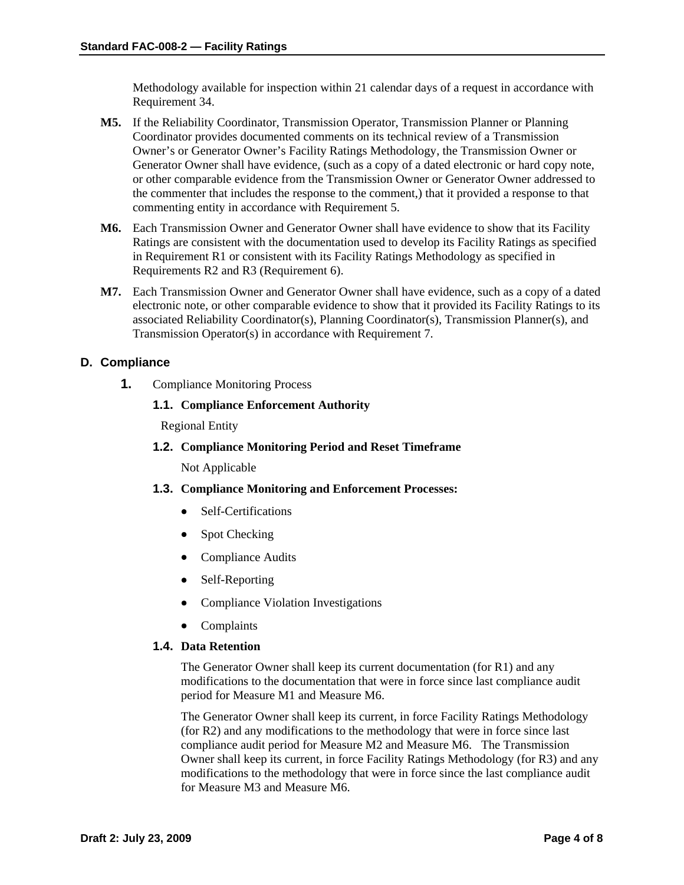Methodology available for inspection within 21 calendar days of a request in accordance with Requirement 34.

**M5.** If the Reliability Coordinator, Transmission Operator, Transmission Planner or Planning Coordinator provides documented comments on its technical review of a Transmission Owner's or Generator Owner's Facility Ratings Methodology, the Transmission Owner or Generator Owner shall have evidence, (such as a copy of a dated electronic or hard copy note, or other comparable evidence from the Transmission Owner or Generator Owner addressed to the commenter that includes the response to the comment,) that it provided a response to that commenting entity in accordance with Requirement 5.

**M6.** Each Transmission Owner and Generator Owner shall have evidence to show that its Facility Ratings are consistent with the documentation used to develop its Facility Ratings as specified in Requirement R1 or consistent with its Facility Ratings Methodology as specified in Requirements R2 and R3 (Requirement 6).

**M7.** Each Transmission Owner and Generator Owner shall have evidence, such as a copy of a dated electronic note, or other comparable evidence to show that it provided its Facility Ratings to its associated Reliability Coordinator(s), Planning Coordinator(s), Transmission Planner(s), and Transmission Operator(s) in accordance with Requirement 7.

## D. Compliance

**1.** Compliance Monitoring Process

**1.1. Compliance Enforcement Authority**

Regional Entity

**1.2. Compliance Monitoring Period and Reset Timeframe**

Not Applicable

**1.3. Compliance Monitoring and Enforcement Processes:**

- Self-Certifications
- Spot Checking
- Compliance Audits
- Self-Reporting
- Compliance Violation Investigations
- Complaints

**1.4. Data Retention**

The Generator Owner shall keep its current documentation (for R1) and any modifications to the documentation that were in force since last compliance audit period for Measure M1 and Measure M6.

The Generator Owner shall keep its current, in force Facility Ratings Methodology (for R2) and any modifications to the methodology that were in force since last compliance audit period for Measure M2 and Measure M6. The Transmission Owner shall keep its current, in force Facility Ratings Methodology (for R3) and any modifications to the methodology that were in force since the last compliance audit for Measure M3 and Measure M6.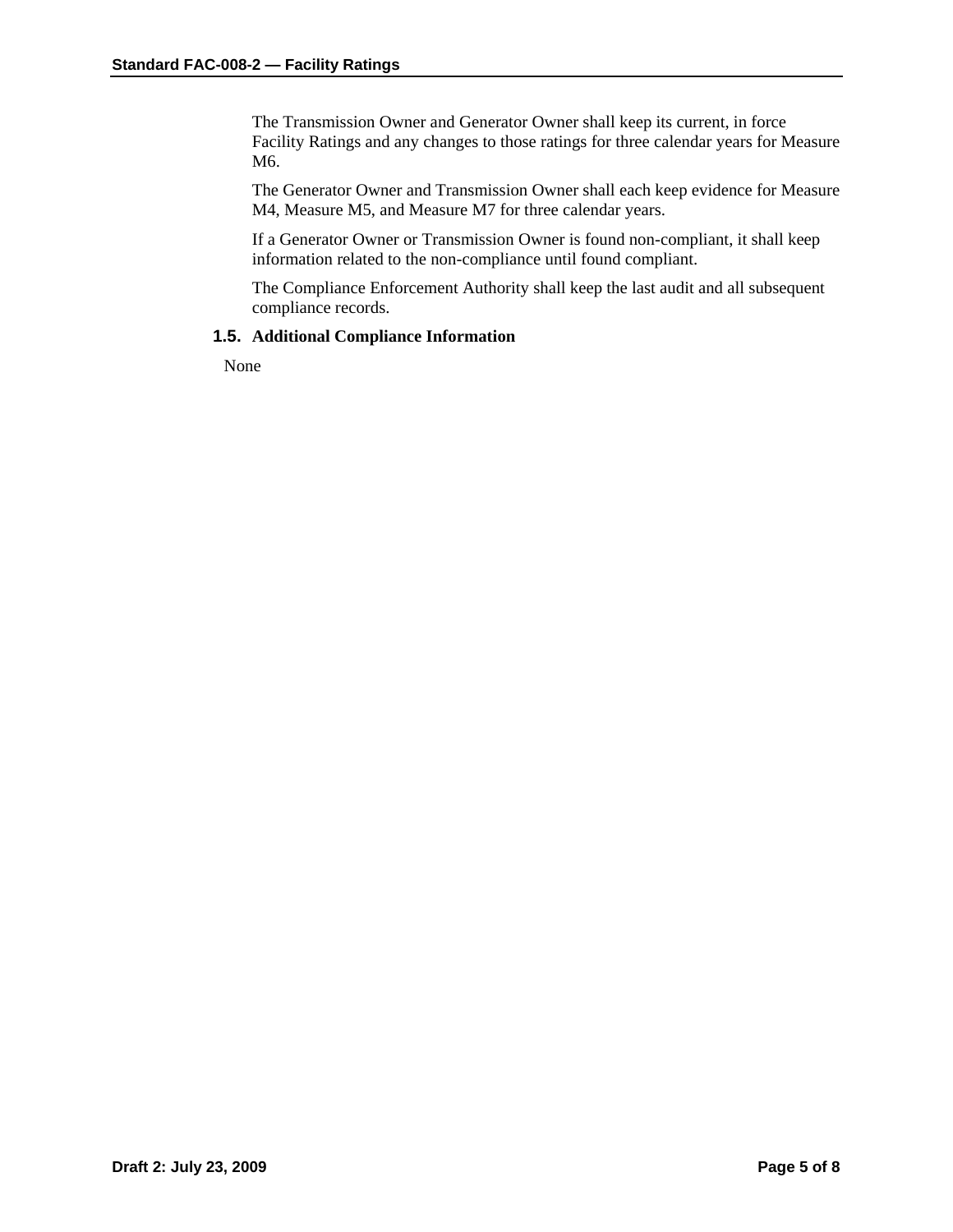The Transmission Owner and Generator Owner shall keep its current, in force Facility Ratings and any changes to those ratings for three calendar years for Measure M6.

The Generator Owner and Transmission Owner shall each keep evidence for Measure M4, Measure M5, and Measure M7 for three calendar years.

If a Generator Owner or Transmission Owner is found non-compliant, it shall keep information related to the non-compliance until found compliant.

The Compliance Enforcement Authority shall keep the last audit and all subsequent compliance records.

### 1.5. Additional Compliance Information

None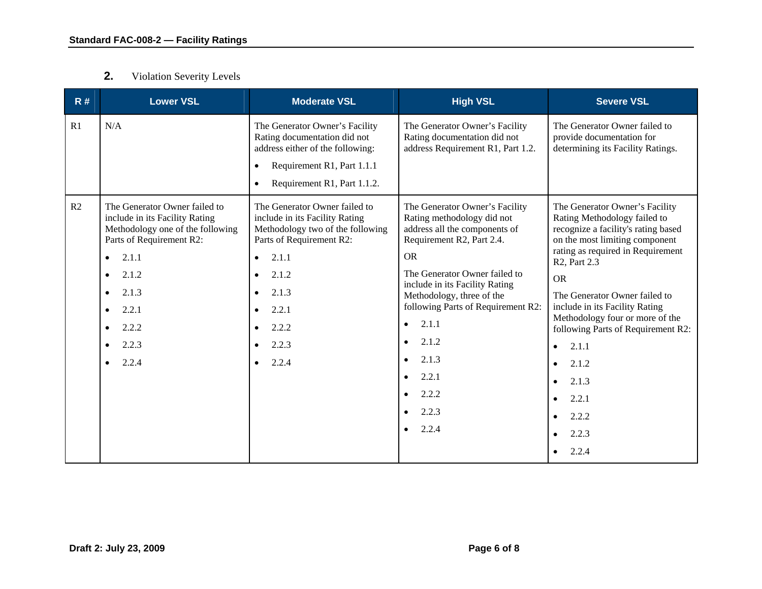## 2. Violation Severity Levels

| R # | Lower VSL | Moderate VSL | High VSL | Severe VSL |
|---|---|---|---|---|
| R1 | N/A | The Generator Owner's Facility Rating documentation did not address either of the following:<br>• Requirement R1, Part 1.1.1<br>• Requirement R1, Part 1.1.2. | The Generator Owner's Facility Rating documentation did not address Requirement R1, Part 1.2. | The Generator Owner failed to provide documentation for determining its Facility Ratings. |
| R2 | The Generator Owner failed to include in its Facility Rating Methodology one of the following Parts of Requirement R2:<br>• 2.1.1<br>• 2.1.2<br>• 2.1.3<br>• 2.2.1<br>• 2.2.2<br>• 2.2.3<br>• 2.2.4 | The Generator Owner failed to include in its Facility Rating Methodology two of the following Parts of Requirement R2:<br>• 2.1.1<br>• 2.1.2<br>• 2.1.3<br>• 2.2.1<br>• 2.2.2<br>• 2.2.3<br>• 2.2.4 | The Generator Owner's Facility Rating methodology did not address all the components of Requirement R2, Part 2.4.<br>OR<br>The Generator Owner failed to include in its Facility Rating Methodology, three of the following Parts of Requirement R2:<br>• 2.1.1<br>• 2.1.2<br>• 2.1.3<br>• 2.2.1<br>• 2.2.2<br>• 2.2.3<br>• 2.2.4 | The Generator Owner's Facility Rating Methodology failed to recognize a facility's rating based on the most limiting component rating as required in Requirement R2, Part 2.3<br>OR<br>The Generator Owner failed to include in its Facility Rating Methodology four or more of the following Parts of Requirement R2:<br>• 2.1.1<br>• 2.1.2<br>• 2.1.3<br>• 2.2.1<br>• 2.2.2<br>• 2.2.3<br>• 2.2.4 |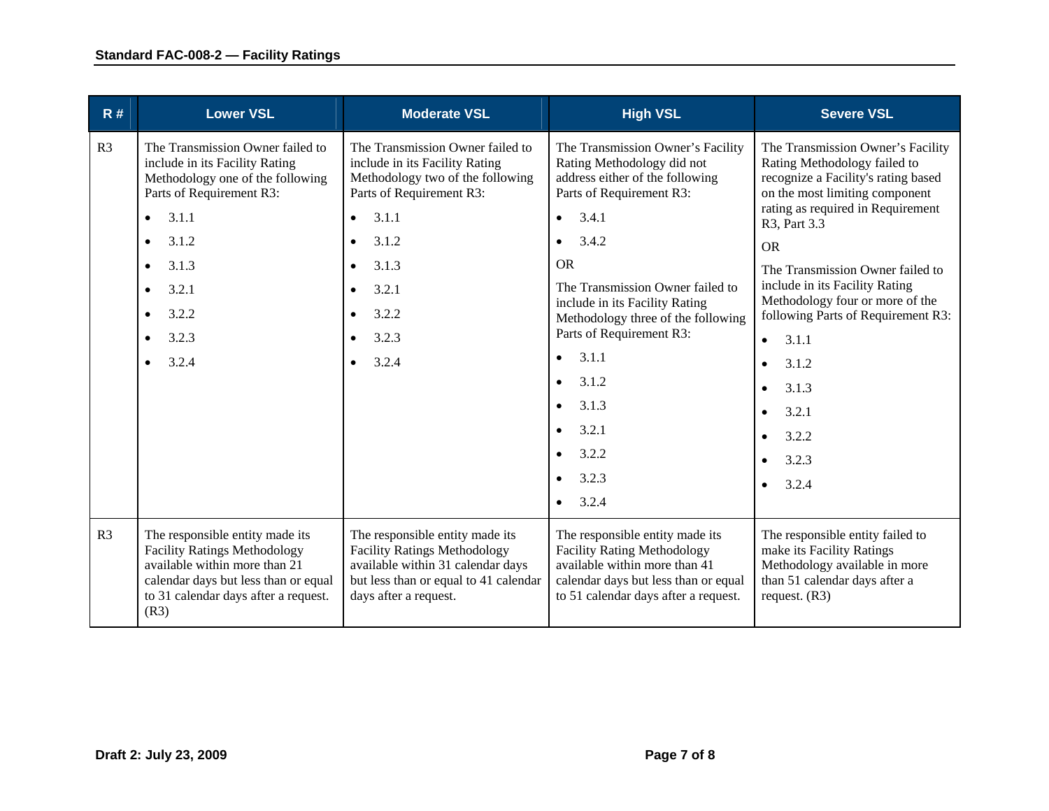| R # | Lower VSL | Moderate VSL | High VSL | Severe VSL |
| --- | --- | --- | --- | --- |
| R3 | The Transmission Owner failed to include in its Facility Rating Methodology one of the following Parts of Requirement R3:<br>• 3.1.1<br>• 3.1.2<br>• 3.1.3<br>• 3.2.1<br>• 3.2.2<br>• 3.2.3<br>• 3.2.4 | The Transmission Owner failed to include in its Facility Rating Methodology two of the following Parts of Requirement R3:<br>• 3.1.1<br>• 3.1.2<br>• 3.1.3<br>• 3.2.1<br>• 3.2.2<br>• 3.2.3<br>• 3.2.4 | The Transmission Owner's Facility Rating Methodology did not address either of the following Parts of Requirement R3:<br>• 3.4.1<br>• 3.4.2<br>OR<br>The Transmission Owner failed to include in its Facility Rating Methodology three of the following Parts of Requirement R3:<br>• 3.1.1<br>• 3.1.2<br>• 3.1.3<br>• 3.2.1<br>• 3.2.2<br>• 3.2.3<br>• 3.2.4 | The Transmission Owner's Facility Rating Methodology failed to recognize a Facility's rating based on the most limiting component rating as required in Requirement R3, Part 3.3<br>OR<br>The Transmission Owner failed to include in its Facility Rating Methodology four or more of the following Parts of Requirement R3:<br>• 3.1.1<br>• 3.1.2<br>• 3.1.3<br>• 3.2.1<br>• 3.2.2<br>• 3.2.3<br>• 3.2.4 |
| R3 | The responsible entity made its Facility Ratings Methodology available within more than 21 calendar days but less than or equal to 31 calendar days after a request. (R3) | The responsible entity made its Facility Ratings Methodology available within 31 calendar days but less than or equal to 41 calendar days after a request. | The responsible entity made its Facility Rating Methodology available within more than 41 calendar days but less than or equal to 51 calendar days after a request. | The responsible entity failed to make its Facility Ratings Methodology available in more than 51 calendar days after a request. (R3) |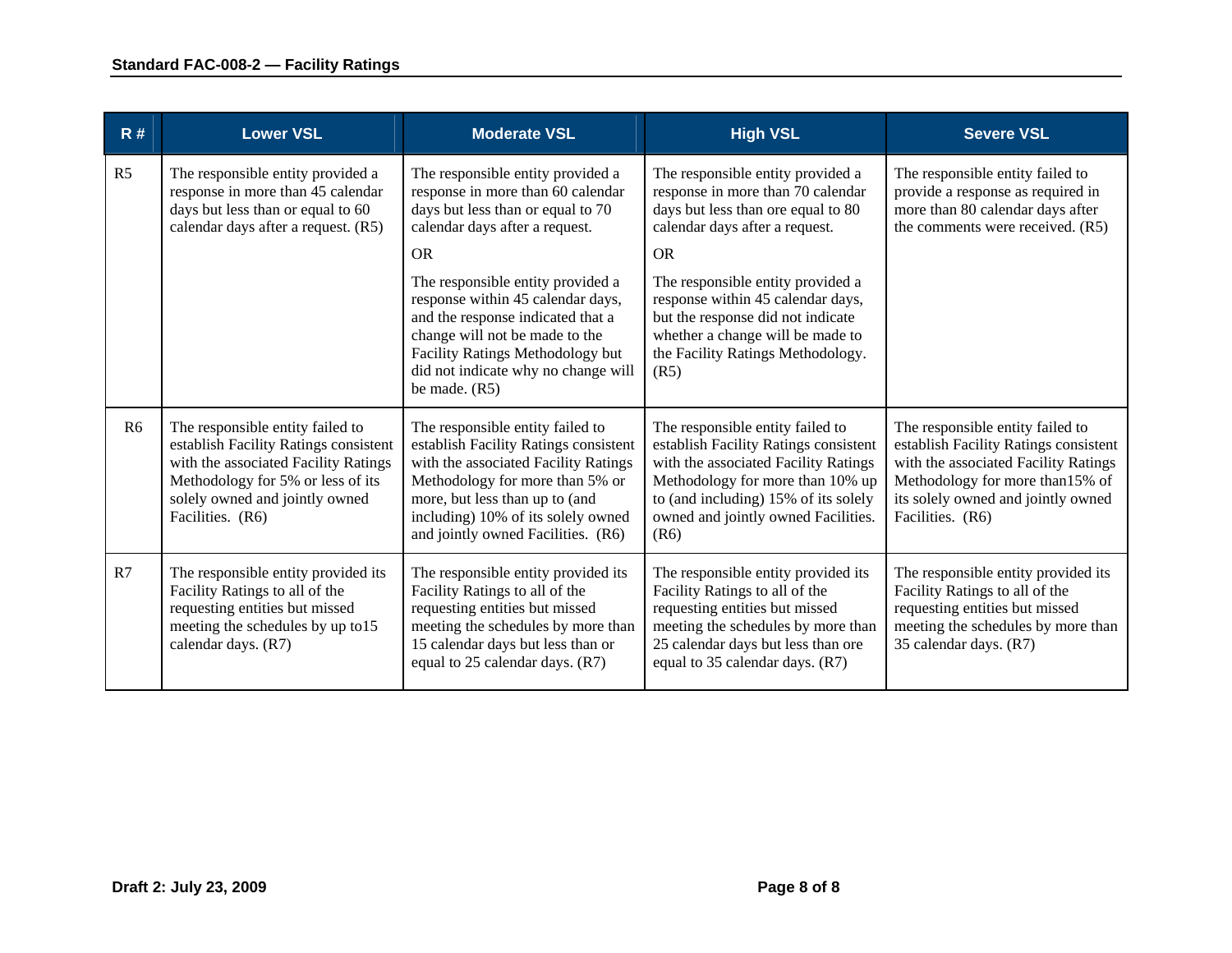| R # | Lower VSL | Moderate VSL | High VSL | Severe VSL |
|---|---|---|---|---|
| R5 | The responsible entity provided a response in more than 45 calendar days but less than or equal to 60 calendar days after a request. (R5) | The responsible entity provided a response in more than 60 calendar days but less than or equal to 70 calendar days after a request.<br><br>OR<br><br>The responsible entity provided a response within 45 calendar days, and the response indicated that a change will not be made to the Facility Ratings Methodology but did not indicate why no change will be made. (R5) | The responsible entity provided a response in more than 70 calendar days but less than ore equal to 80 calendar days after a request.<br><br>OR<br><br>The responsible entity provided a response within 45 calendar days, but the response did not indicate whether a change will be made to the Facility Ratings Methodology. (R5) | The responsible entity failed to provide a response as required in more than 80 calendar days after the comments were received. (R5) |
| R6 | The responsible entity failed to establish Facility Ratings consistent with the associated Facility Ratings Methodology for 5% or less of its solely owned and jointly owned Facilities. (R6) | The responsible entity failed to establish Facility Ratings consistent with the associated Facility Ratings Methodology for more than 5% or more, but less than up to (and including) 10% of its solely owned and jointly owned Facilities. (R6) | The responsible entity failed to establish Facility Ratings consistent with the associated Facility Ratings Methodology for more than 10% up to (and including) 15% of its solely owned and jointly owned Facilities. (R6) | The responsible entity failed to establish Facility Ratings consistent with the associated Facility Ratings Methodology for more than15% of its solely owned and jointly owned Facilities. (R6) |
| R7 | The responsible entity provided its Facility Ratings to all of the requesting entities but missed meeting the schedules by up to15 calendar days. (R7) | The responsible entity provided its Facility Ratings to all of the requesting entities but missed meeting the schedules by more than 15 calendar days but less than or equal to 25 calendar days. (R7) | The responsible entity provided its Facility Ratings to all of the requesting entities but missed meeting the schedules by more than 25 calendar days but less than ore equal to 35 calendar days. (R7) | The responsible entity provided its Facility Ratings to all of the requesting entities but missed meeting the schedules by more than 35 calendar days. (R7) |